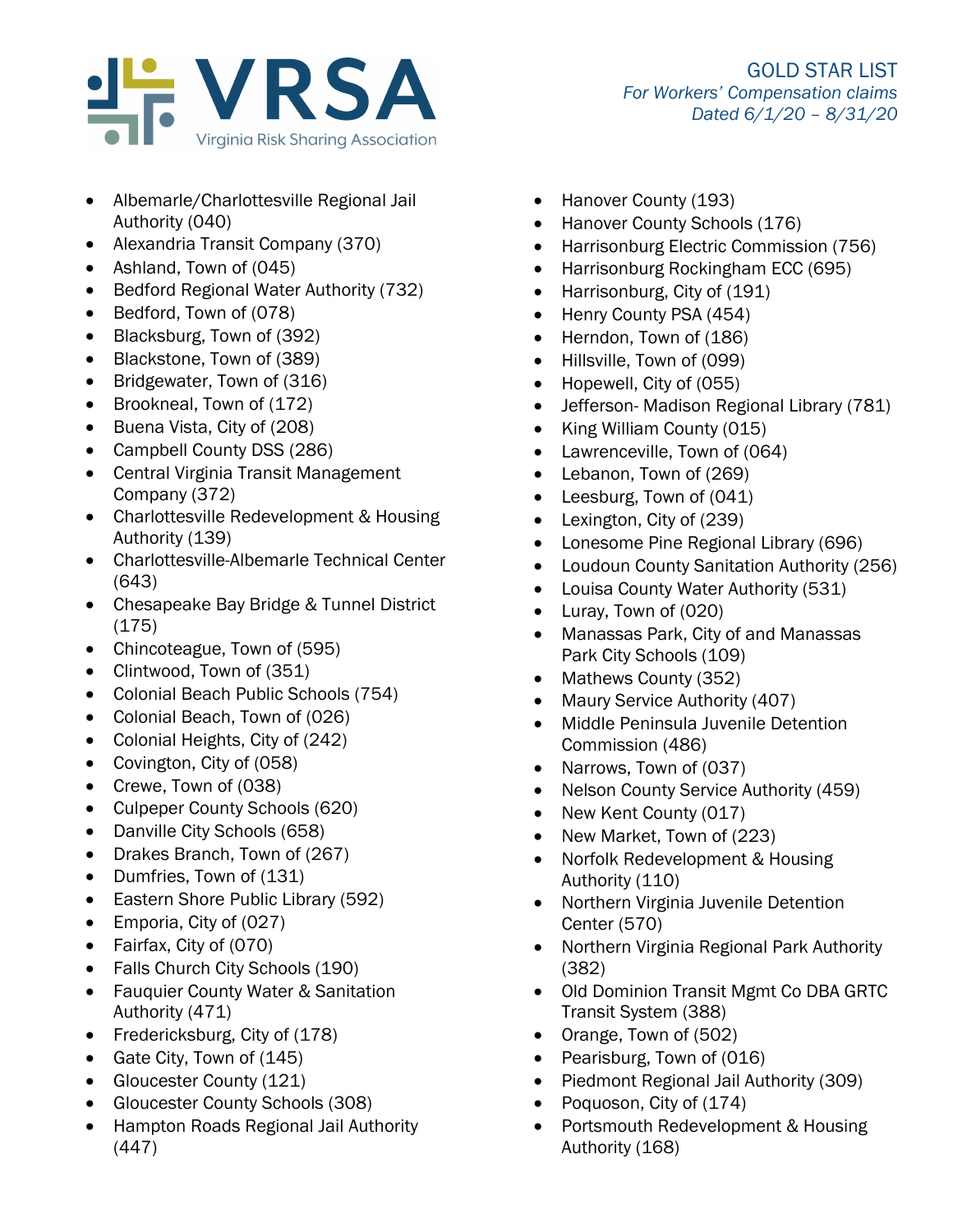VRSA
Virginia Risk Sharing Association

# GOLD STAR LIST

*For Workers' Compensation claims*
*Dated 6/1/20 – 8/31/20*

- Albemarle/Charlottesville Regional Jail Authority (040)
- Alexandria Transit Company (370)
- Ashland, Town of (045)
- Bedford Regional Water Authority (732)
- Bedford, Town of (078)
- Blacksburg, Town of (392)
- Blackstone, Town of (389)
- Bridgewater, Town of (316)
- Brookneal, Town of (172)
- Buena Vista, City of (208)
- Campbell County DSS (286)
- Central Virginia Transit Management Company (372)
- Charlottesville Redevelopment & Housing Authority (139)
- Charlottesville-Albemarle Technical Center (643)
- Chesapeake Bay Bridge & Tunnel District (175)
- Chincoteague, Town of (595)
- Clintwood, Town of (351)
- Colonial Beach Public Schools (754)
- Colonial Beach, Town of (026)
- Colonial Heights, City of (242)
- Covington, City of (058)
- Crewe, Town of (038)
- Culpeper County Schools (620)
- Danville City Schools (658)
- Drakes Branch, Town of (267)
- Dumfries, Town of (131)
- Eastern Shore Public Library (592)
- Emporia, City of (027)
- Fairfax, City of (070)
- Falls Church City Schools (190)
- Fauquier County Water & Sanitation Authority (471)
- Fredericksburg, City of (178)
- Gate City, Town of (145)
- Gloucester County (121)
- Gloucester County Schools (308)
- Hampton Roads Regional Jail Authority (447)
- Hanover County (193)
- Hanover County Schools (176)
- Harrisonburg Electric Commission (756)
- Harrisonburg Rockingham ECC (695)
- Harrisonburg, City of (191)
- Henry County PSA (454)
- Herndon, Town of (186)
- Hillsville, Town of (099)
- Hopewell, City of (055)
- Jefferson- Madison Regional Library (781)
- King William County (015)
- Lawrenceville, Town of (064)
- Lebanon, Town of (269)
- Leesburg, Town of (041)
- Lexington, City of (239)
- Lonesome Pine Regional Library (696)
- Loudoun County Sanitation Authority (256)
- Louisa County Water Authority (531)
- Luray, Town of (020)
- Manassas Park, City of and Manassas Park City Schools (109)
- Mathews County (352)
- Maury Service Authority (407)
- Middle Peninsula Juvenile Detention Commission (486)
- Narrows, Town of (037)
- Nelson County Service Authority (459)
- New Kent County (017)
- New Market, Town of (223)
- Norfolk Redevelopment & Housing Authority (110)
- Northern Virginia Juvenile Detention Center (570)
- Northern Virginia Regional Park Authority (382)
- Old Dominion Transit Mgmt Co DBA GRTC Transit System (388)
- Orange, Town of (502)
- Pearisburg, Town of (016)
- Piedmont Regional Jail Authority (309)
- Poquoson, City of (174)
- Portsmouth Redevelopment & Housing Authority (168)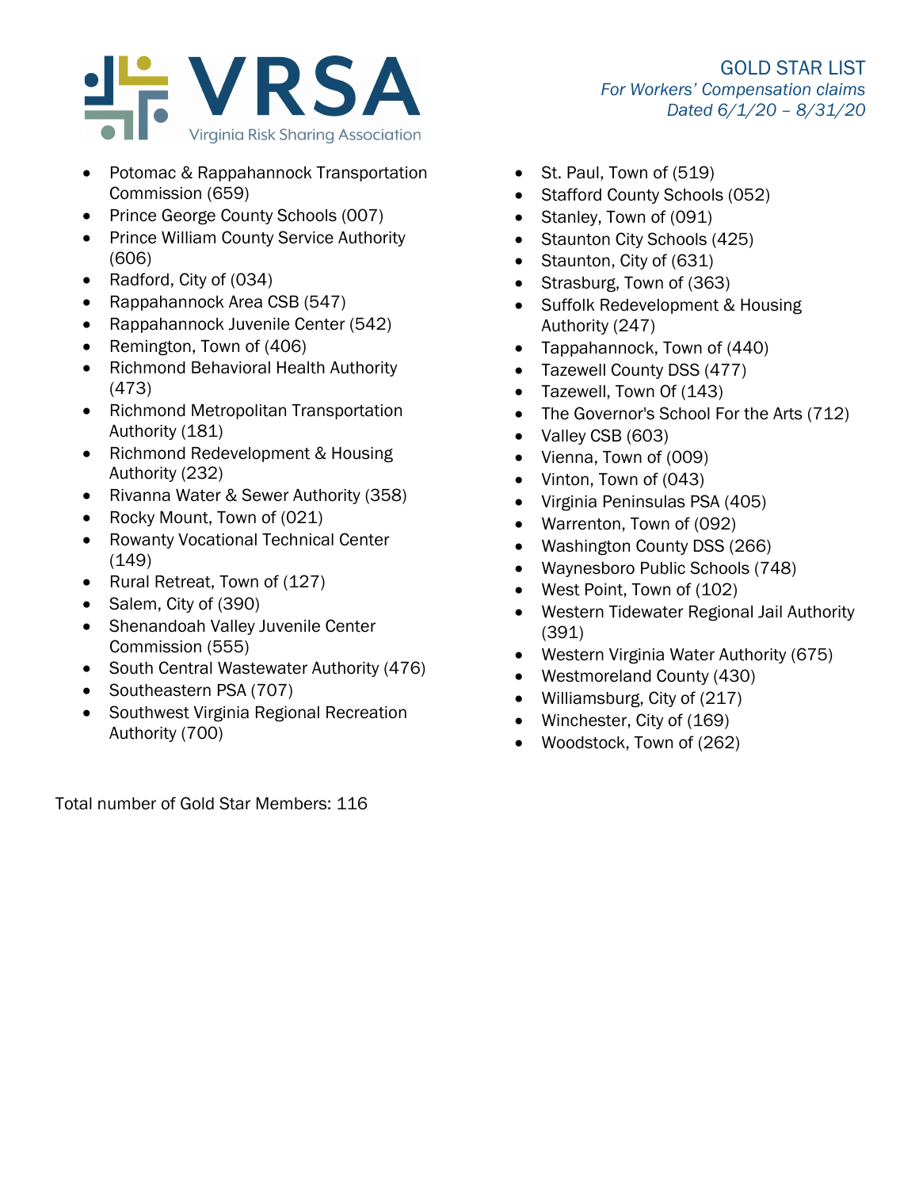VRSA
Virginia Risk Sharing Association

GOLD STAR LIST
*For Workers' Compensation claims*
*Dated 6/1/20 – 8/31/20*

- Potomac & Rappahannock Transportation Commission (659)
- Prince George County Schools (007)
- Prince William County Service Authority (606)
- Radford, City of (034)
- Rappahannock Area CSB (547)
- Rappahannock Juvenile Center (542)
- Remington, Town of (406)
- Richmond Behavioral Health Authority (473)
- Richmond Metropolitan Transportation Authority (181)
- Richmond Redevelopment & Housing Authority (232)
- Rivanna Water & Sewer Authority (358)
- Rocky Mount, Town of (021)
- Rowanty Vocational Technical Center (149)
- Rural Retreat, Town of (127)
- Salem, City of (390)
- Shenandoah Valley Juvenile Center Commission (555)
- South Central Wastewater Authority (476)
- Southeastern PSA (707)
- Southwest Virginia Regional Recreation Authority (700)
- St. Paul, Town of (519)
- Stafford County Schools (052)
- Stanley, Town of (091)
- Staunton City Schools (425)
- Staunton, City of (631)
- Strasburg, Town of (363)
- Suffolk Redevelopment & Housing Authority (247)
- Tappahannock, Town of (440)
- Tazewell County DSS (477)
- Tazewell, Town Of (143)
- The Governor's School For the Arts (712)
- Valley CSB (603)
- Vienna, Town of (009)
- Vinton, Town of (043)
- Virginia Peninsulas PSA (405)
- Warrenton, Town of (092)
- Washington County DSS (266)
- Waynesboro Public Schools (748)
- West Point, Town of (102)
- Western Tidewater Regional Jail Authority (391)
- Western Virginia Water Authority (675)
- Westmoreland County (430)
- Williamsburg, City of (217)
- Winchester, City of (169)
- Woodstock, Town of (262)

Total number of Gold Star Members: 116